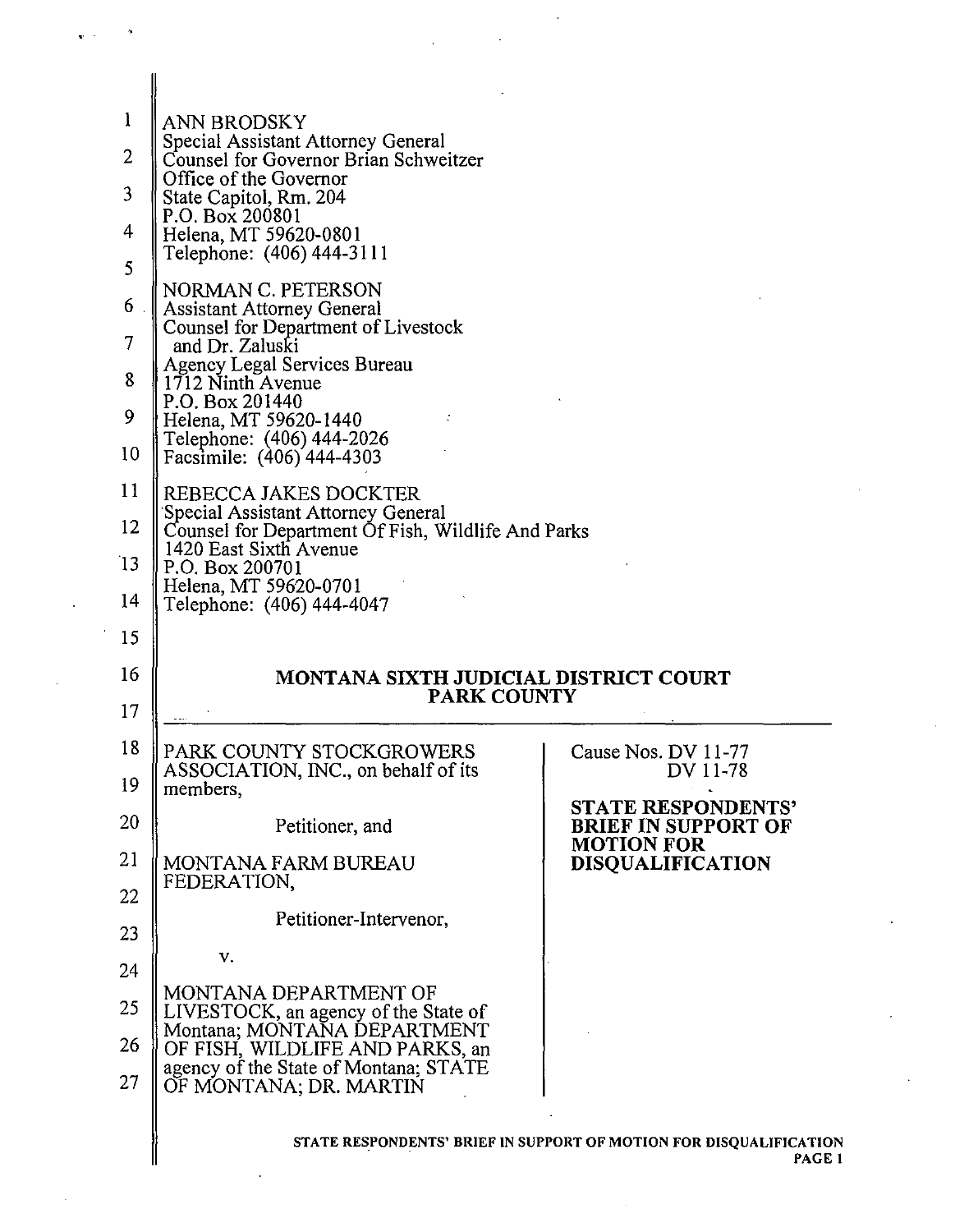ANN BRODSKY
Special Assistant Attorney General
Counsel for Governor Brian Schweitzer
Office of the Governor
State Capitol, Rm. 204
P.O. Box 200801
Helena, MT 59620-0801
Telephone: (406) 444-3111

NORMAN C. PETERSON
Assistant Attorney General
Counsel for Department of Livestock
and Dr. Zaluski
Agency Legal Services Bureau
1712 Ninth Avenue
P.O. Box 201440
Helena, MT 59620-1440
Telephone: (406) 444-2026
Facsimile: (406) 444-4303

REBECCA JAKES DOCKTER
Special Assistant Attorney General
Counsel for Department Of Fish, Wildlife And Parks
1420 East Sixth Avenue
P.O. Box 200701
Helena, MT 59620-0701
Telephone: (406) 444-4047

## MONTANA SIXTH JUDICIAL DISTRICT COURT
## PARK COUNTY

| | |
|---|---|
| PARK COUNTY STOCKGROWERS ASSOCIATION, INC., on behalf of its members,<br><br>Petitioner, and<br><br>MONTANA FARM BUREAU FEDERATION,<br><br>Petitioner-Intervenor,<br><br>v.<br><br>MONTANA DEPARTMENT OF LIVESTOCK, an agency of the State of Montana; MONTANA DEPARTMENT OF FISH, WILDLIFE AND PARKS, an agency of the State of Montana; STATE OF MONTANA; DR. MARTIN | Cause Nos. DV 11-77<br>DV 11-78<br><br>**STATE RESPONDENTS' BRIEF IN SUPPORT OF MOTION FOR DISQUALIFICATION** |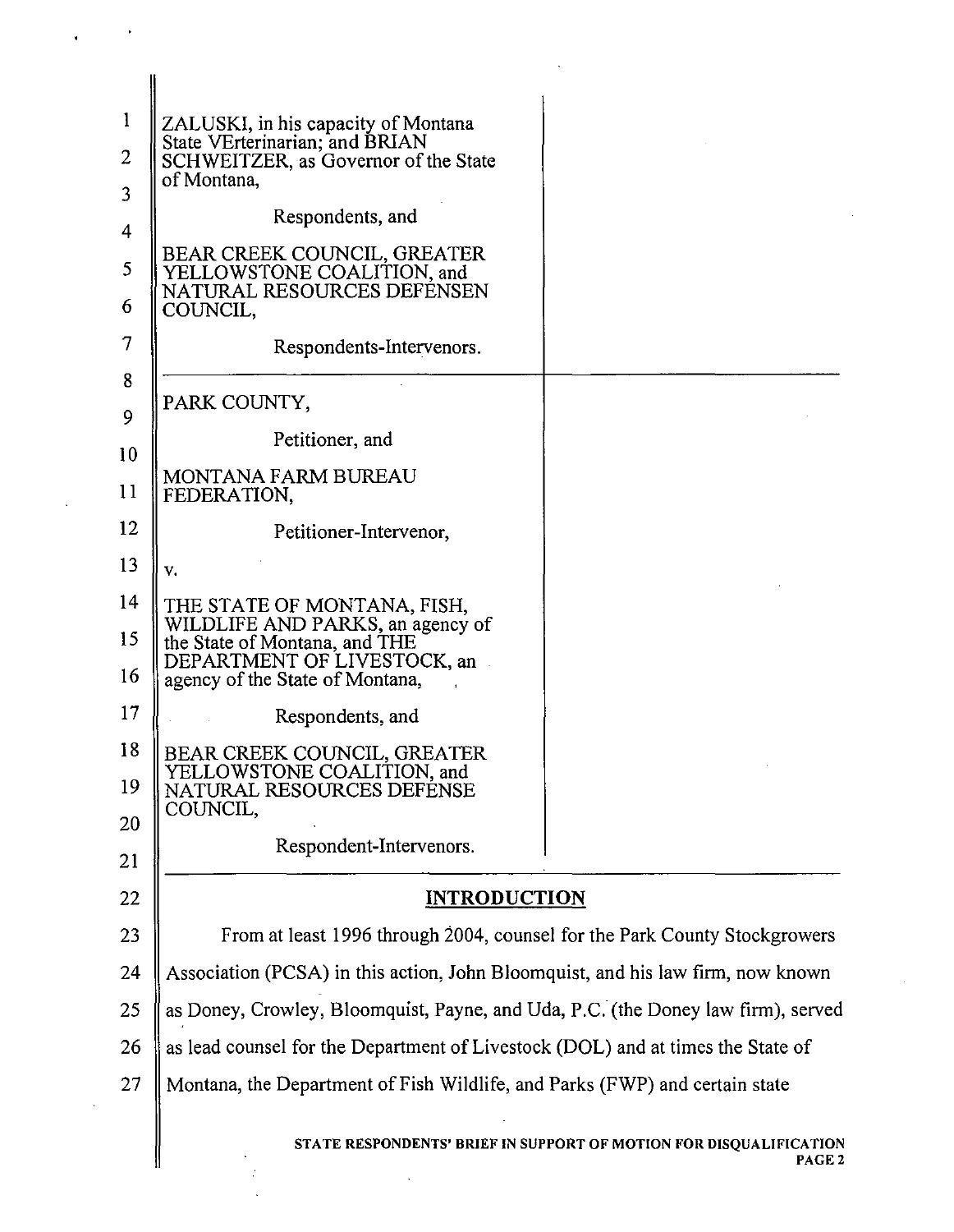ZALUSKI, in his capacity of Montana State VErterinarian; and BRIAN SCHWEITZER, as Governor of the State of Montana,

Respondents, and

BEAR CREEK COUNCIL, GREATER YELLOWSTONE COALITION, and NATURAL RESOURCES DEFENSEN COUNCIL,

Respondents-Intervenors.

---

PARK COUNTY,

Petitioner, and

MONTANA FARM BUREAU FEDERATION,

Petitioner-Intervenor,

v.

THE STATE OF MONTANA, FISH, WILDLIFE AND PARKS, an agency of the State of Montana, and THE DEPARTMENT OF LIVESTOCK, an agency of the State of Montana,

Respondents, and

BEAR CREEK COUNCIL, GREATER YELLOWSTONE COALITION, and NATURAL RESOURCES DEFENSE COUNCIL,

Respondent-Intervenors.

---

## INTRODUCTION

From at least 1996 through 2004, counsel for the Park County Stockgrowers Association (PCSA) in this action, John Bloomquist, and his law firm, now known as Doney, Crowley, Bloomquist, Payne, and Uda, P.C. (the Doney law firm), served as lead counsel for the Department of Livestock (DOL) and at times the State of Montana, the Department of Fish Wildlife, and Parks (FWP) and certain state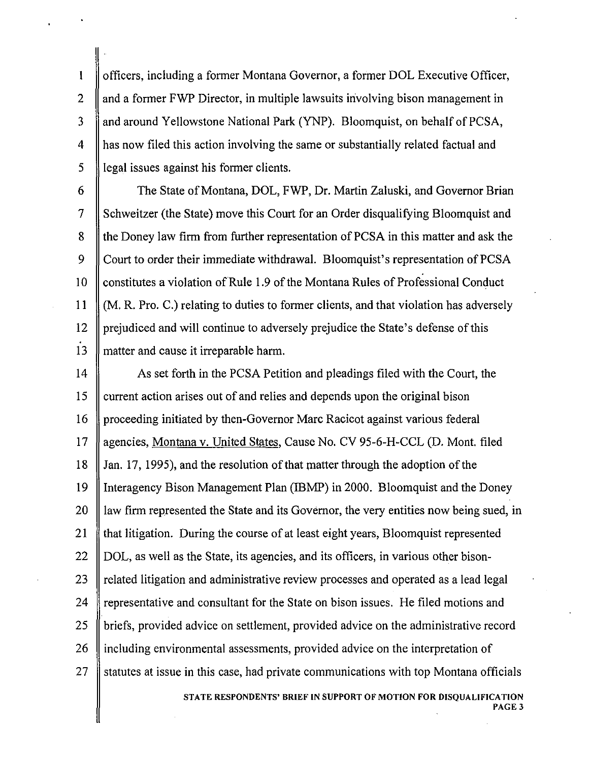officers, including a former Montana Governor, a former DOL Executive Officer, and a former FWP Director, in multiple lawsuits involving bison management in and around Yellowstone National Park (YNP). Bloomquist, on behalf of PCSA, has now filed this action involving the same or substantially related factual and legal issues against his former clients.

The State of Montana, DOL, FWP, Dr. Martin Zaluski, and Governor Brian Schweitzer (the State) move this Court for an Order disqualifying Bloomquist and the Doney law firm from further representation of PCSA in this matter and ask the Court to order their immediate withdrawal. Bloomquist's representation of PCSA constitutes a violation of Rule 1.9 of the Montana Rules of Professional Conduct (M. R. Pro. C.) relating to duties to former clients, and that violation has adversely prejudiced and will continue to adversely prejudice the State's defense of this matter and cause it irreparable harm.

As set forth in the PCSA Petition and pleadings filed with the Court, the current action arises out of and relies and depends upon the original bison proceeding initiated by then-Governor Marc Racicot against various federal agencies, Montana v. United States, Cause No. CV 95-6-H-CCL (D. Mont. filed Jan. 17, 1995), and the resolution of that matter through the adoption of the Interagency Bison Management Plan (IBMP) in 2000. Bloomquist and the Doney law firm represented the State and its Governor, the very entities now being sued, in that litigation. During the course of at least eight years, Bloomquist represented DOL, as well as the State, its agencies, and its officers, in various other bison-related litigation and administrative review processes and operated as a lead legal representative and consultant for the State on bison issues. He filed motions and briefs, provided advice on settlement, provided advice on the administrative record including environmental assessments, provided advice on the interpretation of statutes at issue in this case, had private communications with top Montana officials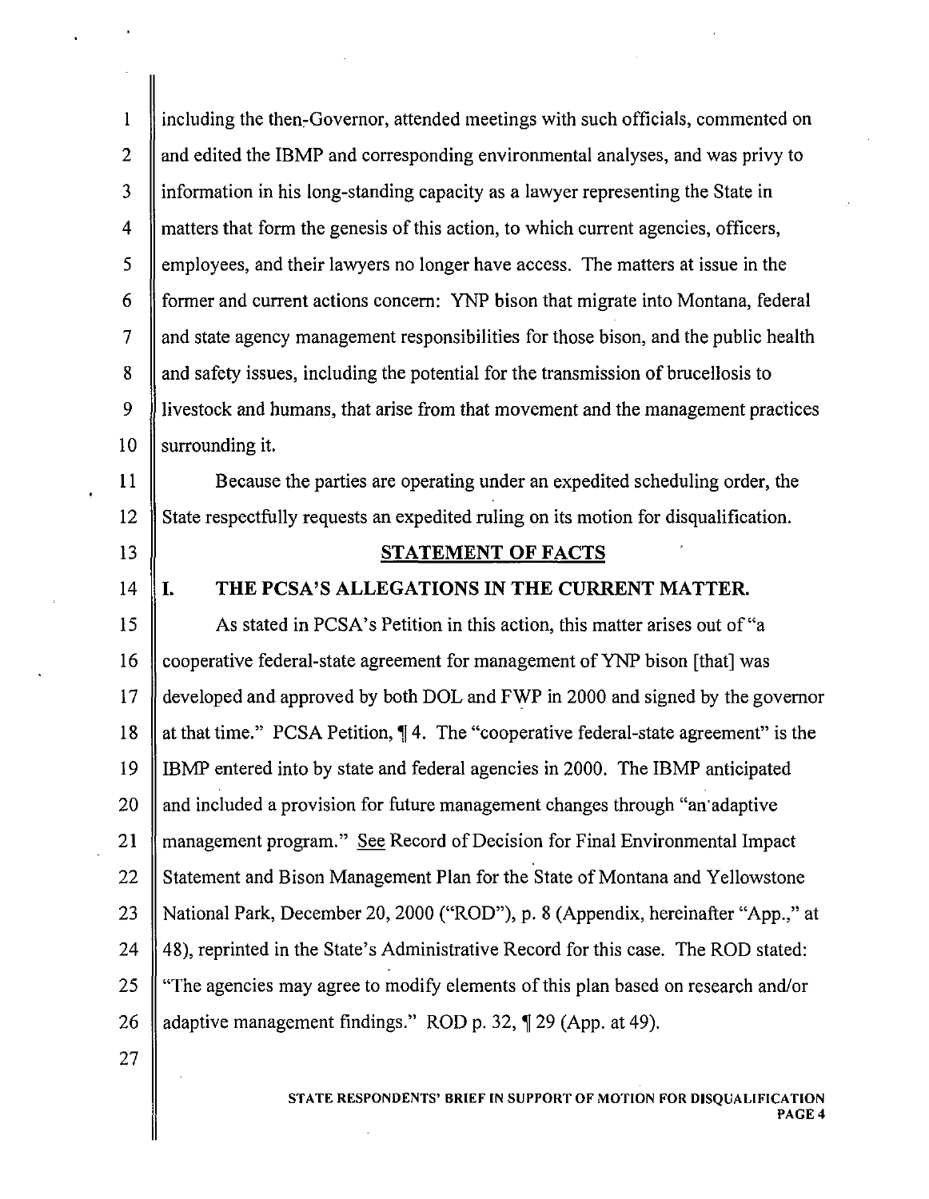including the then-Governor, attended meetings with such officials, commented on and edited the IBMP and corresponding environmental analyses, and was privy to information in his long-standing capacity as a lawyer representing the State in matters that form the genesis of this action, to which current agencies, officers, employees, and their lawyers no longer have access. The matters at issue in the former and current actions concern: YNP bison that migrate into Montana, federal and state agency management responsibilities for those bison, and the public health and safety issues, including the potential for the transmission of brucellosis to livestock and humans, that arise from that movement and the management practices surrounding it.

Because the parties are operating under an expedited scheduling order, the State respectfully requests an expedited ruling on its motion for disqualification.

## STATEMENT OF FACTS

### I. THE PCSA'S ALLEGATIONS IN THE CURRENT MATTER.

As stated in PCSA's Petition in this action, this matter arises out of "a cooperative federal-state agreement for management of YNP bison [that] was developed and approved by both DOL and FWP in 2000 and signed by the governor at that time." PCSA Petition, ¶ 4. The "cooperative federal-state agreement" is the IBMP entered into by state and federal agencies in 2000. The IBMP anticipated and included a provision for future management changes through "an adaptive management program." See Record of Decision for Final Environmental Impact Statement and Bison Management Plan for the State of Montana and Yellowstone National Park, December 20, 2000 ("ROD"), p. 8 (Appendix, hereinafter "App.," at 48), reprinted in the State's Administrative Record for this case. The ROD stated: "The agencies may agree to modify elements of this plan based on research and/or adaptive management findings." ROD p. 32, ¶ 29 (App. at 49).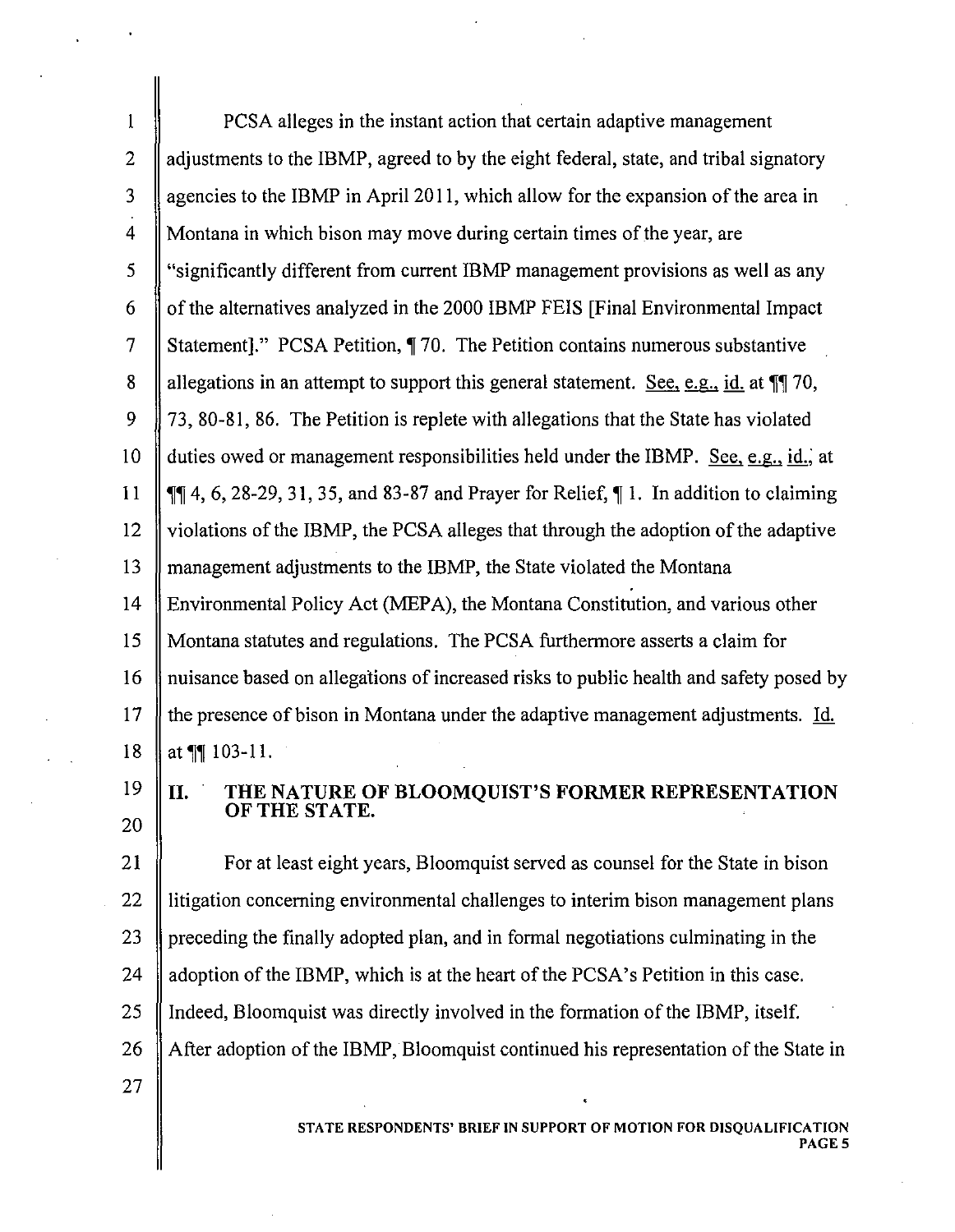PCSA alleges in the instant action that certain adaptive management adjustments to the IBMP, agreed to by the eight federal, state, and tribal signatory agencies to the IBMP in April 2011, which allow for the expansion of the area in Montana in which bison may move during certain times of the year, are "significantly different from current IBMP management provisions as well as any of the alternatives analyzed in the 2000 IBMP FEIS [Final Environmental Impact Statement]." PCSA Petition, ¶ 70. The Petition contains numerous substantive allegations in an attempt to support this general statement. See, e.g., id. at ¶¶ 70, 73, 80-81, 86. The Petition is replete with allegations that the State has violated duties owed or management responsibilities held under the IBMP. See, e.g., id., at ¶¶ 4, 6, 28-29, 31, 35, and 83-87 and Prayer for Relief, ¶ 1. In addition to claiming violations of the IBMP, the PCSA alleges that through the adoption of the adaptive management adjustments to the IBMP, the State violated the Montana Environmental Policy Act (MEPA), the Montana Constitution, and various other Montana statutes and regulations. The PCSA furthermore asserts a claim for nuisance based on allegations of increased risks to public health and safety posed by the presence of bison in Montana under the adaptive management adjustments. Id. at ¶¶ 103-11.

## II. THE NATURE OF BLOOMQUIST'S FORMER REPRESENTATION OF THE STATE.

For at least eight years, Bloomquist served as counsel for the State in bison litigation concerning environmental challenges to interim bison management plans preceding the finally adopted plan, and in formal negotiations culminating in the adoption of the IBMP, which is at the heart of the PCSA's Petition in this case. Indeed, Bloomquist was directly involved in the formation of the IBMP, itself. After adoption of the IBMP, Bloomquist continued his representation of the State in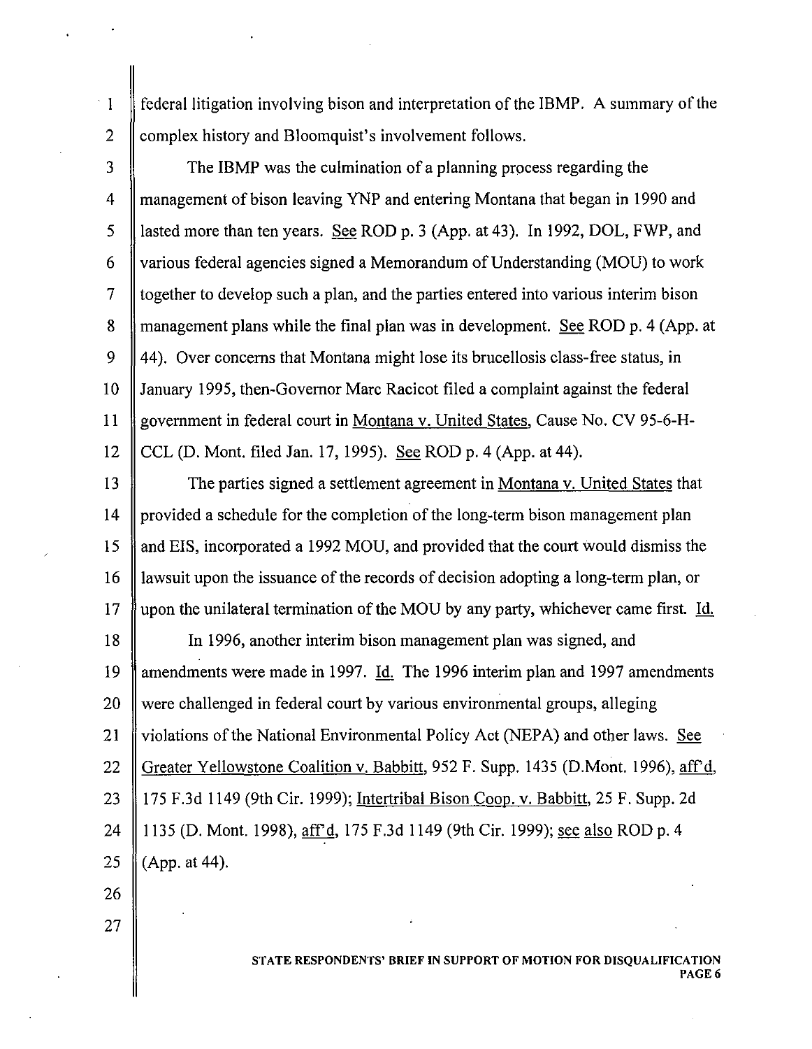federal litigation involving bison and interpretation of the IBMP. A summary of the complex history and Bloomquist's involvement follows.

The IBMP was the culmination of a planning process regarding the management of bison leaving YNP and entering Montana that began in 1990 and lasted more than ten years. See ROD p. 3 (App. at 43). In 1992, DOL, FWP, and various federal agencies signed a Memorandum of Understanding (MOU) to work together to develop such a plan, and the parties entered into various interim bison management plans while the final plan was in development. See ROD p. 4 (App. at 44). Over concerns that Montana might lose its brucellosis class-free status, in January 1995, then-Governor Marc Racicot filed a complaint against the federal government in federal court in Montana v. United States, Cause No. CV 95-6-H-CCL (D. Mont. filed Jan. 17, 1995). See ROD p. 4 (App. at 44).

The parties signed a settlement agreement in Montana v. United States that provided a schedule for the completion of the long-term bison management plan and EIS, incorporated a 1992 MOU, and provided that the court would dismiss the lawsuit upon the issuance of the records of decision adopting a long-term plan, or upon the unilateral termination of the MOU by any party, whichever came first. Id.

In 1996, another interim bison management plan was signed, and amendments were made in 1997. Id. The 1996 interim plan and 1997 amendments were challenged in federal court by various environmental groups, alleging violations of the National Environmental Policy Act (NEPA) and other laws. See Greater Yellowstone Coalition v. Babbitt, 952 F. Supp. 1435 (D.Mont. 1996), aff'd, 175 F.3d 1149 (9th Cir. 1999); Intertribal Bison Coop. v. Babbitt, 25 F. Supp. 2d 1135 (D. Mont. 1998), aff'd, 175 F.3d 1149 (9th Cir. 1999); see also ROD p. 4 (App. at 44).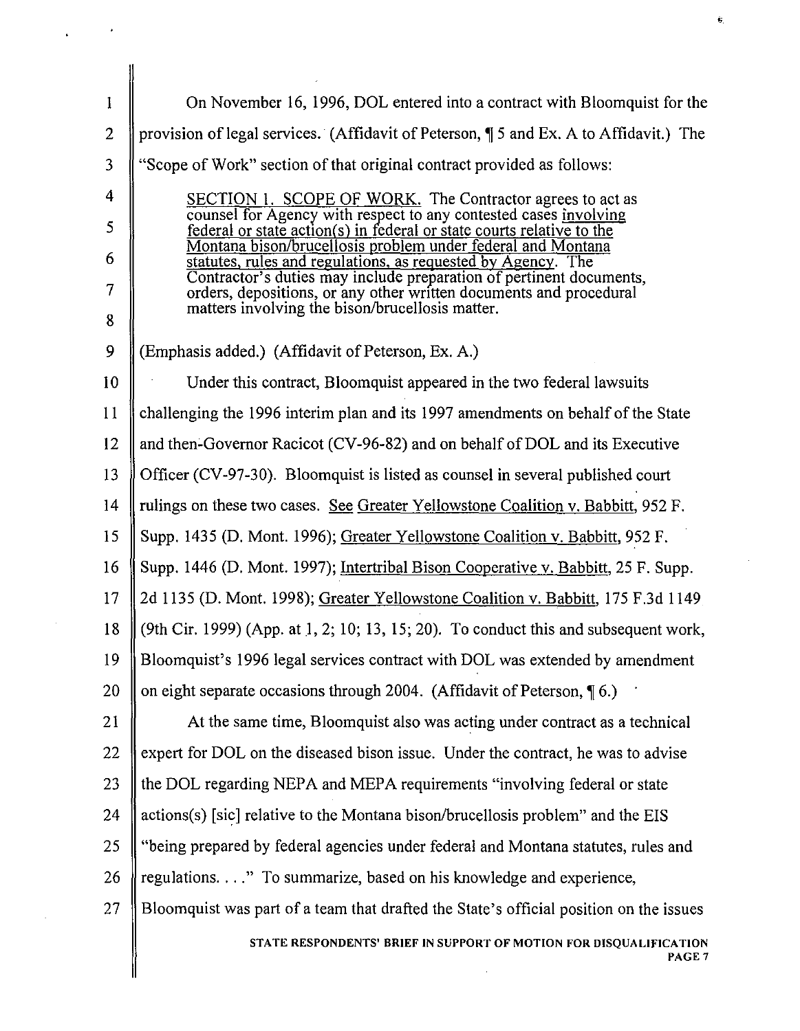On November 16, 1996, DOL entered into a contract with Bloomquist for the provision of legal services. (Affidavit of Peterson, ¶ 5 and Ex. A to Affidavit.) The "Scope of Work" section of that original contract provided as follows:

> SECTION 1. SCOPE OF WORK. The Contractor agrees to act as counsel for Agency with respect to any contested cases involving federal or state action(s) in federal or state courts relative to the Montana bison/brucellosis problem under federal and Montana statutes, rules and regulations, as requested by Agency. The Contractor's duties may include preparation of pertinent documents, orders, depositions, or any other written documents and procedural matters involving the bison/brucellosis matter.

(Emphasis added.) (Affidavit of Peterson, Ex. A.)

Under this contract, Bloomquist appeared in the two federal lawsuits challenging the 1996 interim plan and its 1997 amendments on behalf of the State and then-Governor Racicot (CV-96-82) and on behalf of DOL and its Executive Officer (CV-97-30). Bloomquist is listed as counsel in several published court rulings on these two cases. See Greater Yellowstone Coalition v. Babbitt, 952 F. Supp. 1435 (D. Mont. 1996); Greater Yellowstone Coalition v. Babbitt, 952 F. Supp. 1446 (D. Mont. 1997); Intertribal Bison Cooperative v. Babbitt, 25 F. Supp. 2d 1135 (D. Mont. 1998); Greater Yellowstone Coalition v. Babbitt, 175 F.3d 1149 (9th Cir. 1999) (App. at 1, 2; 10; 13, 15; 20). To conduct this and subsequent work, Bloomquist's 1996 legal services contract with DOL was extended by amendment on eight separate occasions through 2004. (Affidavit of Peterson, ¶ 6.)

At the same time, Bloomquist also was acting under contract as a technical expert for DOL on the diseased bison issue. Under the contract, he was to advise the DOL regarding NEPA and MEPA requirements "involving federal or state actions(s) [sic] relative to the Montana bison/brucellosis problem" and the EIS "being prepared by federal agencies under federal and Montana statutes, rules and regulations. . . ." To summarize, based on his knowledge and experience, Bloomquist was part of a team that drafted the State's official position on the issues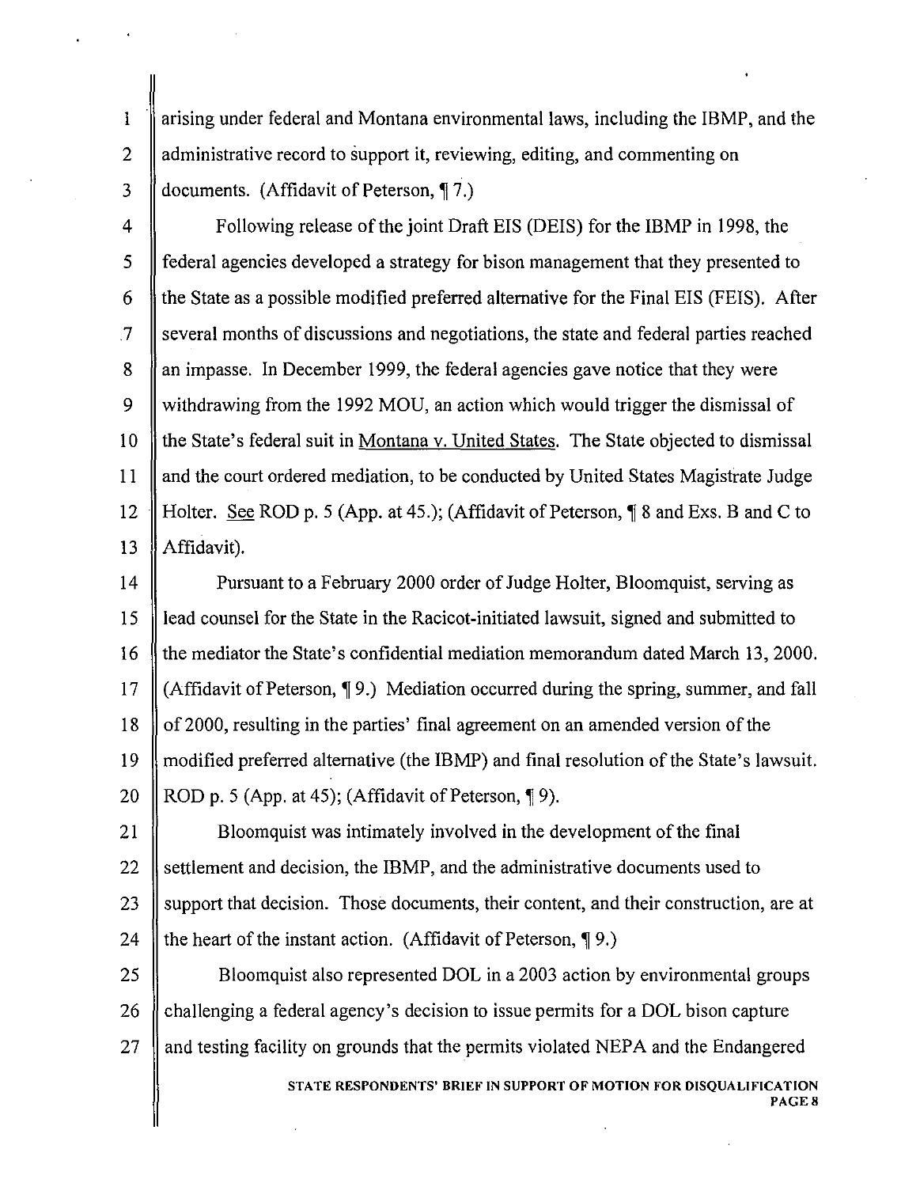arising under federal and Montana environmental laws, including the IBMP, and the administrative record to support it, reviewing, editing, and commenting on documents. (Affidavit of Peterson, ¶ 7.)

Following release of the joint Draft EIS (DEIS) for the IBMP in 1998, the federal agencies developed a strategy for bison management that they presented to the State as a possible modified preferred alternative for the Final EIS (FEIS). After several months of discussions and negotiations, the state and federal parties reached an impasse. In December 1999, the federal agencies gave notice that they were withdrawing from the 1992 MOU, an action which would trigger the dismissal of the State's federal suit in Montana v. United States. The State objected to dismissal and the court ordered mediation, to be conducted by United States Magistrate Judge Holter. See ROD p. 5 (App. at 45.); (Affidavit of Peterson, ¶ 8 and Exs. B and C to Affidavit).

Pursuant to a February 2000 order of Judge Holter, Bloomquist, serving as lead counsel for the State in the Racicot-initiated lawsuit, signed and submitted to the mediator the State's confidential mediation memorandum dated March 13, 2000. (Affidavit of Peterson, ¶ 9.) Mediation occurred during the spring, summer, and fall of 2000, resulting in the parties' final agreement on an amended version of the modified preferred alternative (the IBMP) and final resolution of the State's lawsuit. ROD p. 5 (App. at 45); (Affidavit of Peterson, ¶ 9).

Bloomquist was intimately involved in the development of the final settlement and decision, the IBMP, and the administrative documents used to support that decision. Those documents, their content, and their construction, are at the heart of the instant action. (Affidavit of Peterson, ¶ 9.)

Bloomquist also represented DOL in a 2003 action by environmental groups challenging a federal agency's decision to issue permits for a DOL bison capture and testing facility on grounds that the permits violated NEPA and the Endangered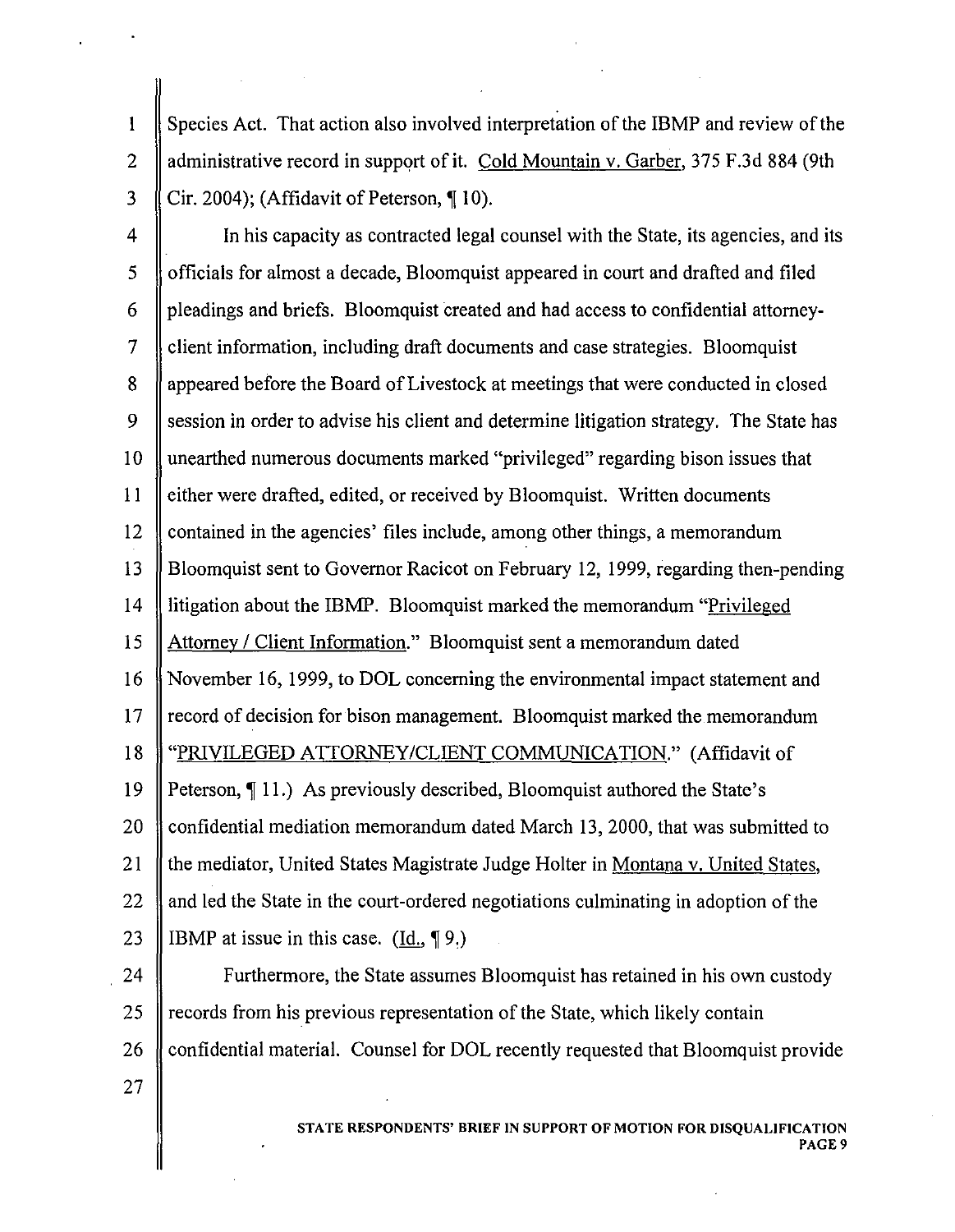Species Act. That action also involved interpretation of the IBMP and review of the administrative record in support of it. Cold Mountain v. Garber, 375 F.3d 884 (9th Cir. 2004); (Affidavit of Peterson, ¶ 10).

In his capacity as contracted legal counsel with the State, its agencies, and its officials for almost a decade, Bloomquist appeared in court and drafted and filed pleadings and briefs. Bloomquist created and had access to confidential attorney-client information, including draft documents and case strategies. Bloomquist appeared before the Board of Livestock at meetings that were conducted in closed session in order to advise his client and determine litigation strategy. The State has unearthed numerous documents marked "privileged" regarding bison issues that either were drafted, edited, or received by Bloomquist. Written documents contained in the agencies' files include, among other things, a memorandum Bloomquist sent to Governor Racicot on February 12, 1999, regarding then-pending litigation about the IBMP. Bloomquist marked the memorandum "Privileged Attorney / Client Information." Bloomquist sent a memorandum dated November 16, 1999, to DOL concerning the environmental impact statement and record of decision for bison management. Bloomquist marked the memorandum "PRIVILEGED ATTORNEY/CLIENT COMMUNICATION." (Affidavit of Peterson, ¶ 11.) As previously described, Bloomquist authored the State's confidential mediation memorandum dated March 13, 2000, that was submitted to the mediator, United States Magistrate Judge Holter in Montana v. United States, and led the State in the court-ordered negotiations culminating in adoption of the IBMP at issue in this case. (Id., ¶ 9.)

Furthermore, the State assumes Bloomquist has retained in his own custody records from his previous representation of the State, which likely contain confidential material. Counsel for DOL recently requested that Bloomquist provide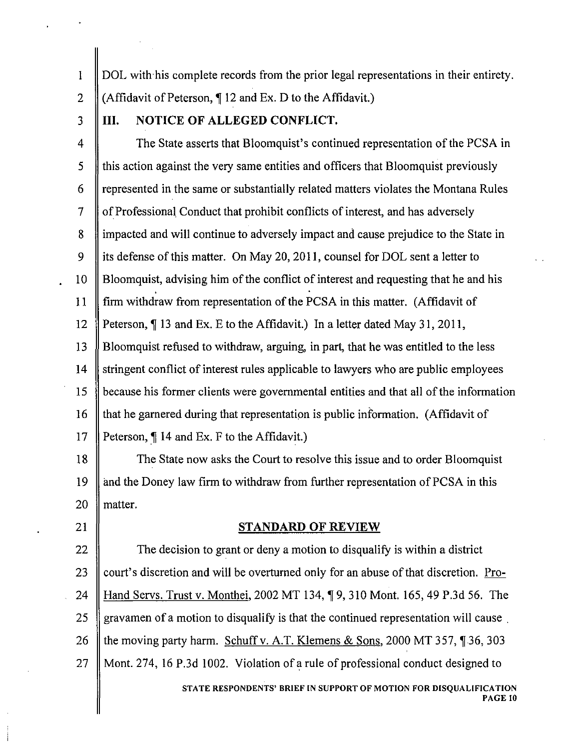DOL with his complete records from the prior legal representations in their entirety. (Affidavit of Peterson, ¶ 12 and Ex. D to the Affidavit.)

## III. NOTICE OF ALLEGED CONFLICT.

The State asserts that Bloomquist's continued representation of the PCSA in this action against the very same entities and officers that Bloomquist previously represented in the same or substantially related matters violates the Montana Rules of Professional Conduct that prohibit conflicts of interest, and has adversely impacted and will continue to adversely impact and cause prejudice to the State in its defense of this matter. On May 20, 2011, counsel for DOL sent a letter to Bloomquist, advising him of the conflict of interest and requesting that he and his firm withdraw from representation of the PCSA in this matter. (Affidavit of Peterson, ¶ 13 and Ex. E to the Affidavit.) In a letter dated May 31, 2011, Bloomquist refused to withdraw, arguing, in part, that he was entitled to the less stringent conflict of interest rules applicable to lawyers who are public employees because his former clients were governmental entities and that all of the information that he garnered during that representation is public information. (Affidavit of Peterson, ¶ 14 and Ex. F to the Affidavit.)

The State now asks the Court to resolve this issue and to order Bloomquist and the Doney law firm to withdraw from further representation of PCSA in this matter.

## STANDARD OF REVIEW

The decision to grant or deny a motion to disqualify is within a district court's discretion and will be overturned only for an abuse of that discretion. Pro-Hand Servs. Trust v. Monthei, 2002 MT 134, ¶ 9, 310 Mont. 165, 49 P.3d 56. The gravamen of a motion to disqualify is that the continued representation will cause the moving party harm. Schuff v. A.T. Klemens & Sons, 2000 MT 357, ¶ 36, 303 Mont. 274, 16 P.3d 1002. Violation of a rule of professional conduct designed to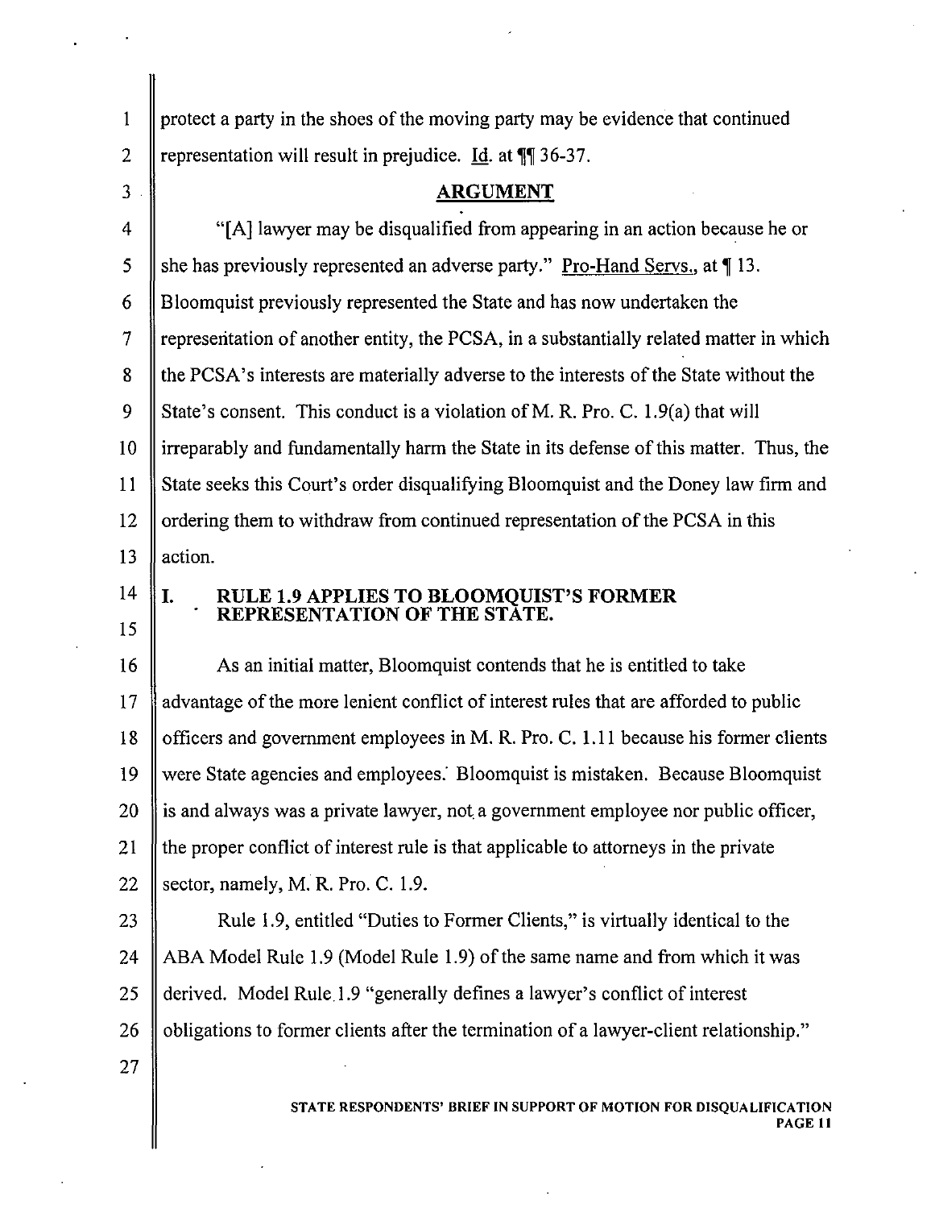protect a party in the shoes of the moving party may be evidence that continued representation will result in prejudice. Id. at ¶¶ 36-37.

## ARGUMENT

"[A] lawyer may be disqualified from appearing in an action because he or she has previously represented an adverse party." Pro-Hand Servs., at ¶ 13. Bloomquist previously represented the State and has now undertaken the representation of another entity, the PCSA, in a substantially related matter in which the PCSA's interests are materially adverse to the interests of the State without the State's consent. This conduct is a violation of M. R. Pro. C. 1.9(a) that will irreparably and fundamentally harm the State in its defense of this matter. Thus, the State seeks this Court's order disqualifying Bloomquist and the Doney law firm and ordering them to withdraw from continued representation of the PCSA in this action.

### I. RULE 1.9 APPLIES TO BLOOMQUIST'S FORMER REPRESENTATION OF THE STATE.

As an initial matter, Bloomquist contends that he is entitled to take advantage of the more lenient conflict of interest rules that are afforded to public officers and government employees in M. R. Pro. C. 1.11 because his former clients were State agencies and employees. Bloomquist is mistaken. Because Bloomquist is and always was a private lawyer, not a government employee nor public officer, the proper conflict of interest rule is that applicable to attorneys in the private sector, namely, M. R. Pro. C. 1.9.

Rule 1.9, entitled "Duties to Former Clients," is virtually identical to the ABA Model Rule 1.9 (Model Rule 1.9) of the same name and from which it was derived. Model Rule 1.9 "generally defines a lawyer's conflict of interest obligations to former clients after the termination of a lawyer-client relationship."

STATE RESPONDENTS' BRIEF IN SUPPORT OF MOTION FOR DISQUALIFICATION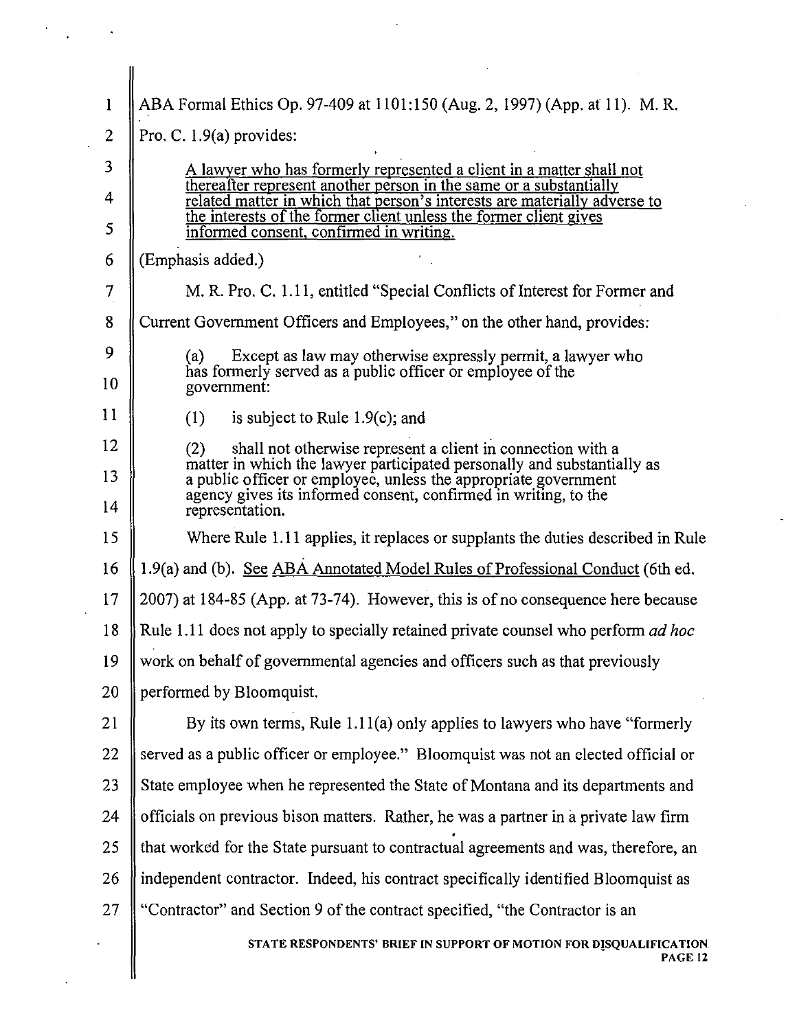ABA Formal Ethics Op. 97-409 at 1101:150 (Aug. 2, 1997) (App. at 11). M. R. Pro. C. 1.9(a) provides:

> <u>A lawyer who has formerly represented a client in a matter shall not thereafter represent another person in the same or a substantially related matter in which that person's interests are materially adverse to the interests of the former client unless the former client gives informed consent, confirmed in writing.</u>

(Emphasis added.)

M. R. Pro. C. 1.11, entitled "Special Conflicts of Interest for Former and Current Government Officers and Employees," on the other hand, provides:

> (a) Except as law may otherwise expressly permit, a lawyer who has formerly served as a public officer or employee of the government:
>
> (1) is subject to Rule 1.9(c); and
>
> (2) shall not otherwise represent a client in connection with a matter in which the lawyer participated personally and substantially as a public officer or employee, unless the appropriate government agency gives its informed consent, confirmed in writing, to the representation.

Where Rule 1.11 applies, it replaces or supplants the duties described in Rule 1.9(a) and (b). <u>See ABA Annotated Model Rules of Professional Conduct</u> (6th ed. 2007) at 184-85 (App. at 73-74). However, this is of no consequence here because Rule 1.11 does not apply to specially retained private counsel who perform *ad hoc* work on behalf of governmental agencies and officers such as that previously performed by Bloomquist.

By its own terms, Rule 1.11(a) only applies to lawyers who have "formerly served as a public officer or employee." Bloomquist was not an elected official or State employee when he represented the State of Montana and its departments and officials on previous bison matters. Rather, he was a partner in a private law firm that worked for the State pursuant to contractual agreements and was, therefore, an independent contractor. Indeed, his contract specifically identified Bloomquist as "Contractor" and Section 9 of the contract specified, "the Contractor is an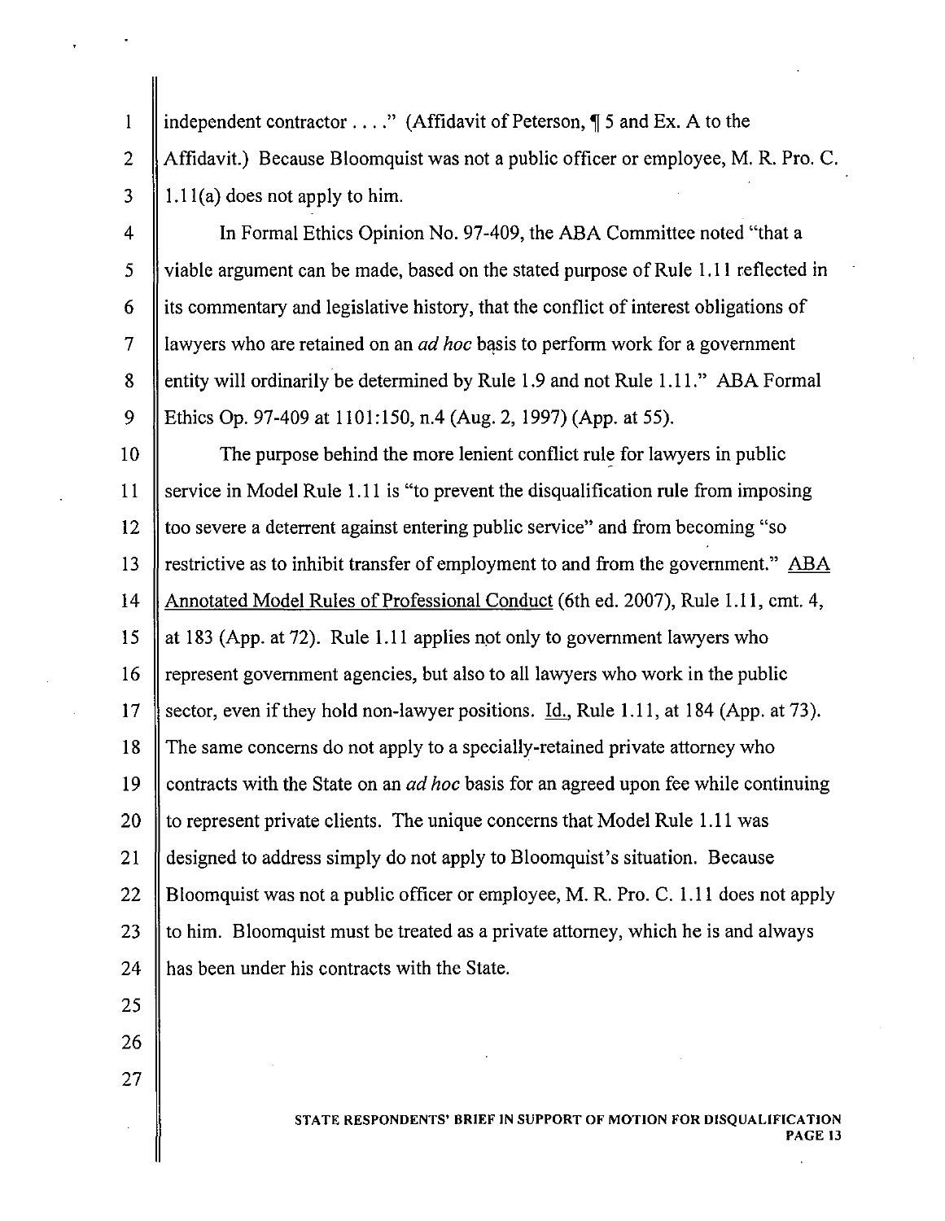independent contractor . . . ." (Affidavit of Peterson, ¶ 5 and Ex. A to the Affidavit.) Because Bloomquist was not a public officer or employee, M. R. Pro. C. 1.11(a) does not apply to him.

In Formal Ethics Opinion No. 97-409, the ABA Committee noted "that a viable argument can be made, based on the stated purpose of Rule 1.11 reflected in its commentary and legislative history, that the conflict of interest obligations of lawyers who are retained on an *ad hoc* basis to perform work for a government entity will ordinarily be determined by Rule 1.9 and not Rule 1.11." ABA Formal Ethics Op. 97-409 at 1101:150, n.4 (Aug. 2, 1997) (App. at 55).

The purpose behind the more lenient conflict rule for lawyers in public service in Model Rule 1.11 is "to prevent the disqualification rule from imposing too severe a deterrent against entering public service" and from becoming "so restrictive as to inhibit transfer of employment to and from the government." ABA Annotated Model Rules of Professional Conduct (6th ed. 2007), Rule 1.11, cmt. 4, at 183 (App. at 72). Rule 1.11 applies not only to government lawyers who represent government agencies, but also to all lawyers who work in the public sector, even if they hold non-lawyer positions. Id., Rule 1.11, at 184 (App. at 73). The same concerns do not apply to a specially-retained private attorney who contracts with the State on an *ad hoc* basis for an agreed upon fee while continuing to represent private clients. The unique concerns that Model Rule 1.11 was designed to address simply do not apply to Bloomquist's situation. Because Bloomquist was not a public officer or employee, M. R. Pro. C. 1.11 does not apply to him. Bloomquist must be treated as a private attorney, which he is and always has been under his contracts with the State.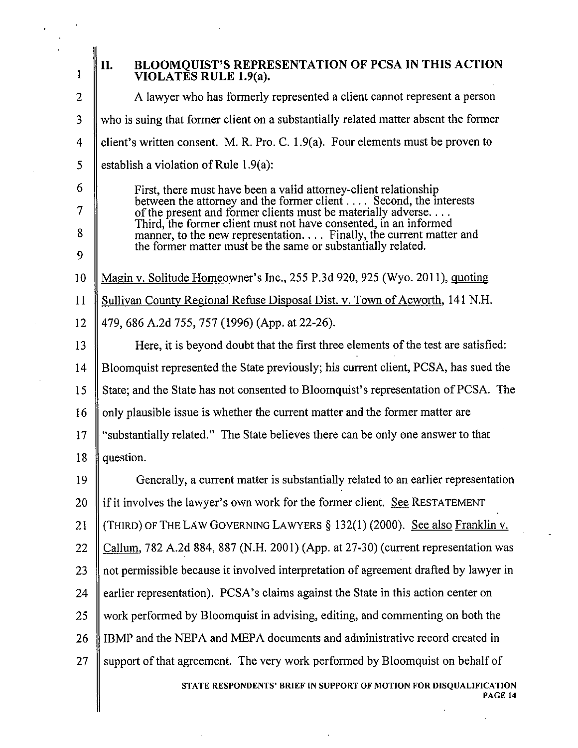## II. BLOOMQUIST'S REPRESENTATION OF PCSA IN THIS ACTION VIOLATES RULE 1.9(a).

A lawyer who has formerly represented a client cannot represent a person who is suing that former client on a substantially related matter absent the former client's written consent. M. R. Pro. C. 1.9(a). Four elements must be proven to establish a violation of Rule 1.9(a):

> First, there must have been a valid attorney-client relationship between the attorney and the former client . . . . Second, the interests of the present and former clients must be materially adverse. . . . Third, the former client must not have consented, in an informed manner, to the new representation. . . . Finally, the current matter and the former matter must be the same or substantially related.

Magin v. Solitude Homeowner's Inc., 255 P.3d 920, 925 (Wyo. 2011), quoting Sullivan County Regional Refuse Disposal Dist. v. Town of Acworth, 141 N.H. 479, 686 A.2d 755, 757 (1996) (App. at 22-26).

Here, it is beyond doubt that the first three elements of the test are satisfied: Bloomquist represented the State previously; his current client, PCSA, has sued the State; and the State has not consented to Bloomquist's representation of PCSA. The only plausible issue is whether the current matter and the former matter are "substantially related." The State believes there can be only one answer to that question.

Generally, a current matter is substantially related to an earlier representation if it involves the lawyer's own work for the former client. See RESTATEMENT (THIRD) OF THE LAW GOVERNING LAWYERS § 132(1) (2000). See also Franklin v. Callum, 782 A.2d 884, 887 (N.H. 2001) (App. at 27-30) (current representation was not permissible because it involved interpretation of agreement drafted by lawyer in earlier representation). PCSA's claims against the State in this action center on work performed by Bloomquist in advising, editing, and commenting on both the IBMP and the NEPA and MEPA documents and administrative record created in support of that agreement. The very work performed by Bloomquist on behalf of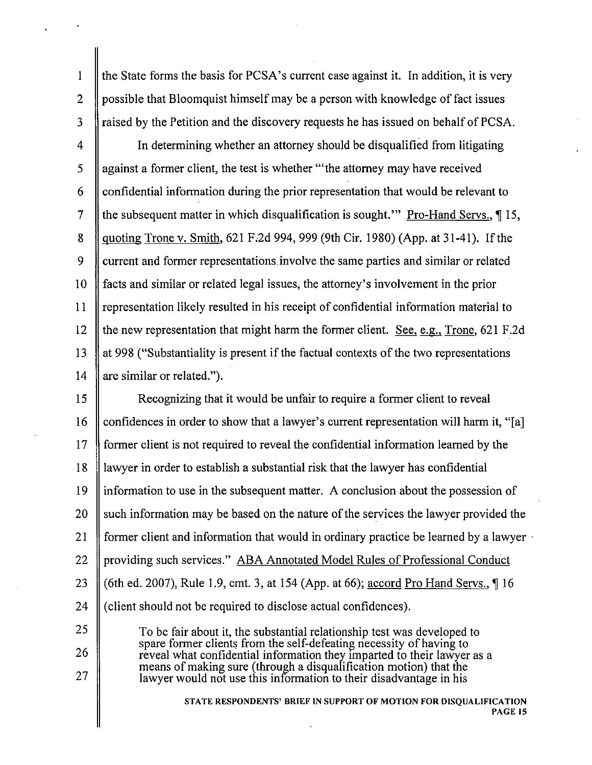the State forms the basis for PCSA's current case against it. In addition, it is very possible that Bloomquist himself may be a person with knowledge of fact issues raised by the Petition and the discovery requests he has issued on behalf of PCSA.

In determining whether an attorney should be disqualified from litigating against a former client, the test is whether "'the attorney may have received confidential information during the prior representation that would be relevant to the subsequent matter in which disqualification is sought.'" Pro-Hand Servs., ¶ 15, quoting Trone v. Smith, 621 F.2d 994, 999 (9th Cir. 1980) (App. at 31-41). If the current and former representations involve the same parties and similar or related facts and similar or related legal issues, the attorney's involvement in the prior representation likely resulted in his receipt of confidential information material to the new representation that might harm the former client. See, e.g., Trone, 621 F.2d at 998 ("Substantiality is present if the factual contexts of the two representations are similar or related.").

Recognizing that it would be unfair to require a former client to reveal confidences in order to show that a lawyer's current representation will harm it, "[a] former client is not required to reveal the confidential information learned by the lawyer in order to establish a substantial risk that the lawyer has confidential information to use in the subsequent matter. A conclusion about the possession of such information may be based on the nature of the services the lawyer provided the former client and information that would in ordinary practice be learned by a lawyer providing such services." ABA Annotated Model Rules of Professional Conduct (6th ed. 2007), Rule 1.9, cmt. 3, at 154 (App. at 66); accord Pro Hand Servs., ¶ 16 (client should not be required to disclose actual confidences).

> To be fair about it, the substantial relationship test was developed to spare former clients from the self-defeating necessity of having to reveal what confidential information they imparted to their lawyer as a means of making sure (through a disqualification motion) that the lawyer would not use this information to their disadvantage in his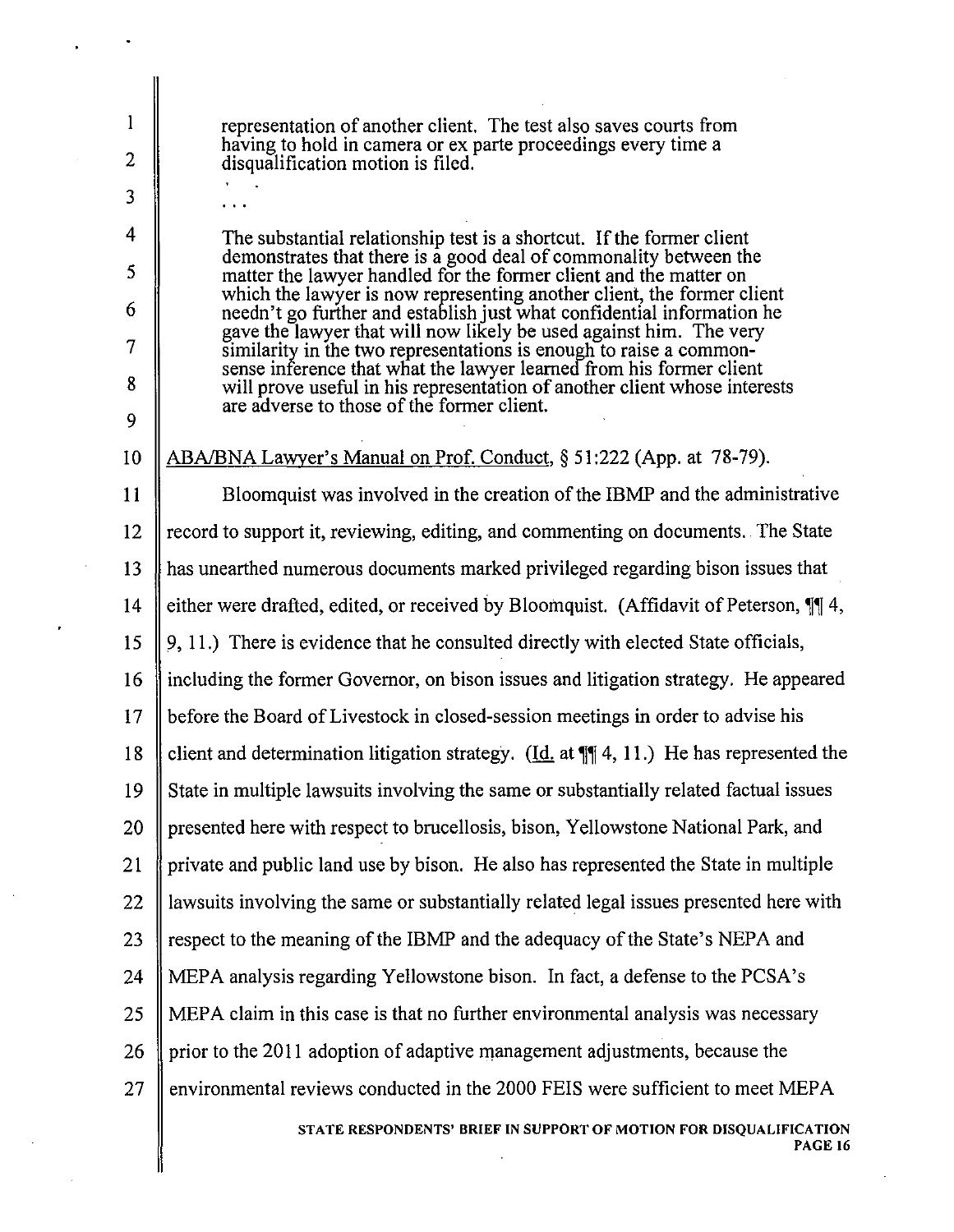> representation of another client. The test also saves courts from having to hold in camera or ex parte proceedings every time a disqualification motion is filed.
>
> . . .
>
> The substantial relationship test is a shortcut. If the former client demonstrates that there is a good deal of commonality between the matter the lawyer handled for the former client and the matter on which the lawyer is now representing another client, the former client needn't go further and establish just what confidential information he gave the lawyer that will now likely be used against him. The very similarity in the two representations is enough to raise a common-sense inference that what the lawyer learned from his former client will prove useful in his representation of another client whose interests are adverse to those of the former client.

ABA/BNA Lawyer's Manual on Prof. Conduct, § 51:222 (App. at 78-79).

Bloomquist was involved in the creation of the IBMP and the administrative record to support it, reviewing, editing, and commenting on documents. The State has unearthed numerous documents marked privileged regarding bison issues that either were drafted, edited, or received by Bloomquist. (Affidavit of Peterson, ¶¶ 4, 9, 11.) There is evidence that he consulted directly with elected State officials, including the former Governor, on bison issues and litigation strategy. He appeared before the Board of Livestock in closed-session meetings in order to advise his client and determination litigation strategy. (Id. at ¶¶ 4, 11.) He has represented the State in multiple lawsuits involving the same or substantially related factual issues presented here with respect to brucellosis, bison, Yellowstone National Park, and private and public land use by bison. He also has represented the State in multiple lawsuits involving the same or substantially related legal issues presented here with respect to the meaning of the IBMP and the adequacy of the State's NEPA and MEPA analysis regarding Yellowstone bison. In fact, a defense to the PCSA's MEPA claim in this case is that no further environmental analysis was necessary prior to the 2011 adoption of adaptive management adjustments, because the environmental reviews conducted in the 2000 FEIS were sufficient to meet MEPA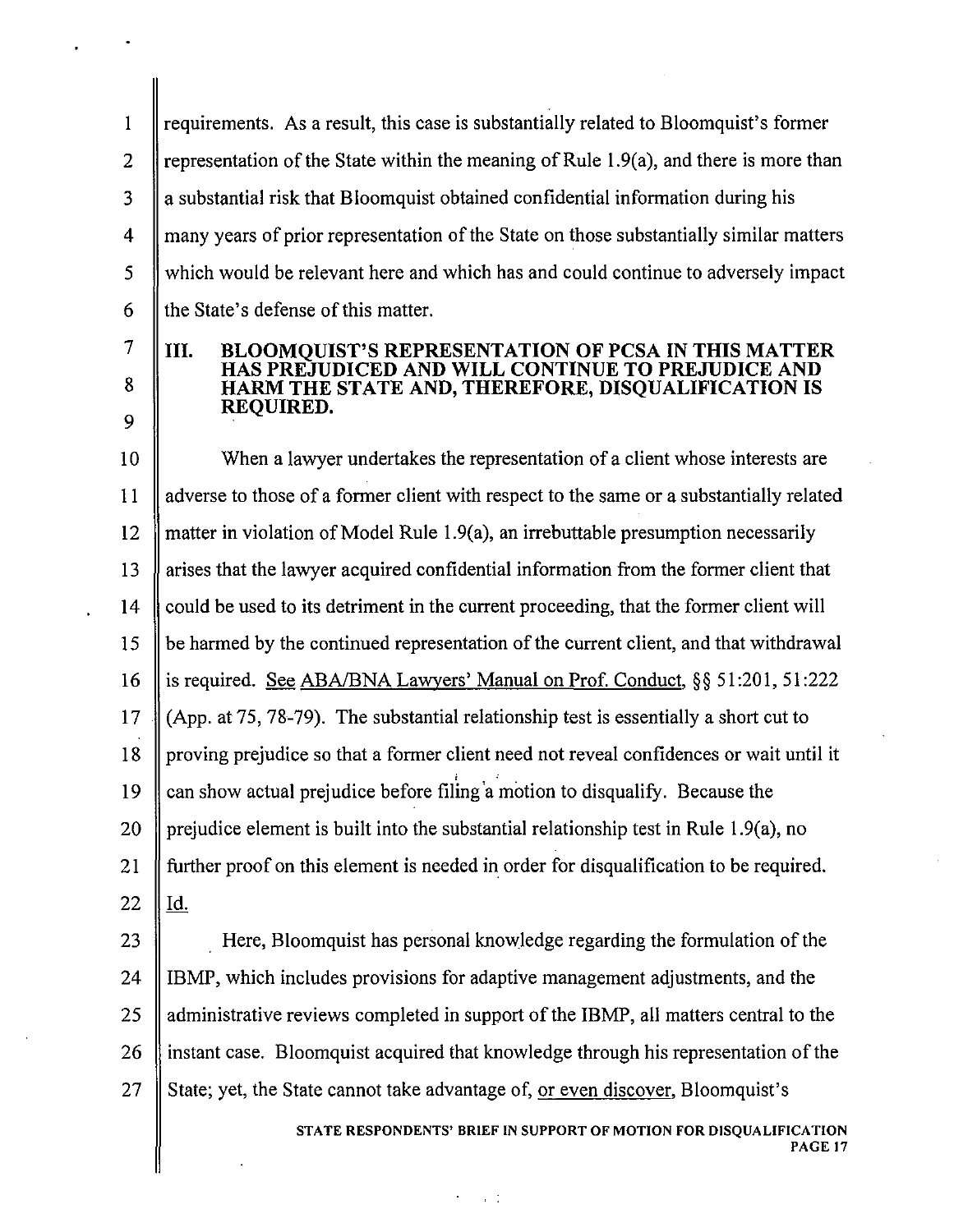requirements. As a result, this case is substantially related to Bloomquist's former representation of the State within the meaning of Rule 1.9(a), and there is more than a substantial risk that Bloomquist obtained confidential information during his many years of prior representation of the State on those substantially similar matters which would be relevant here and which has and could continue to adversely impact the State's defense of this matter.

## III. BLOOMQUIST'S REPRESENTATION OF PCSA IN THIS MATTER HAS PREJUDICED AND WILL CONTINUE TO PREJUDICE AND HARM THE STATE AND, THEREFORE, DISQUALIFICATION IS REQUIRED.

When a lawyer undertakes the representation of a client whose interests are adverse to those of a former client with respect to the same or a substantially related matter in violation of Model Rule 1.9(a), an irrebuttable presumption necessarily arises that the lawyer acquired confidential information from the former client that could be used to its detriment in the current proceeding, that the former client will be harmed by the continued representation of the current client, and that withdrawal is required. See ABA/BNA Lawyers' Manual on Prof. Conduct, §§ 51:201, 51:222 (App. at 75, 78-79). The substantial relationship test is essentially a short cut to proving prejudice so that a former client need not reveal confidences or wait until it can show actual prejudice before filing a motion to disqualify. Because the prejudice element is built into the substantial relationship test in Rule 1.9(a), no further proof on this element is needed in order for disqualification to be required. Id.

Here, Bloomquist has personal knowledge regarding the formulation of the IBMP, which includes provisions for adaptive management adjustments, and the administrative reviews completed in support of the IBMP, all matters central to the instant case. Bloomquist acquired that knowledge through his representation of the State; yet, the State cannot take advantage of, or even discover, Bloomquist's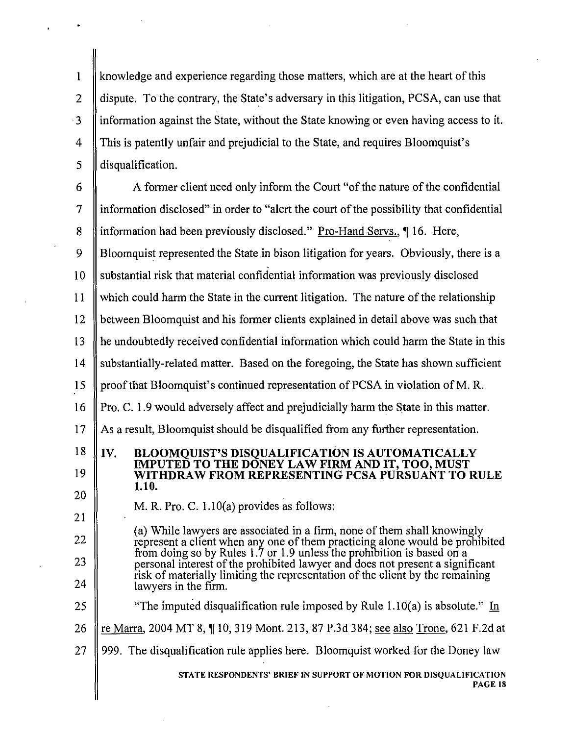knowledge and experience regarding those matters, which are at the heart of this dispute. To the contrary, the State's adversary in this litigation, PCSA, can use that information against the State, without the State knowing or even having access to it. This is patently unfair and prejudicial to the State, and requires Bloomquist's disqualification.

A former client need only inform the Court "of the nature of the confidential information disclosed" in order to "alert the court of the possibility that confidential information had been previously disclosed." Pro-Hand Servs., ¶ 16. Here, Bloomquist represented the State in bison litigation for years. Obviously, there is a substantial risk that material confidential information was previously disclosed which could harm the State in the current litigation. The nature of the relationship between Bloomquist and his former clients explained in detail above was such that he undoubtedly received confidential information which could harm the State in this substantially-related matter. Based on the foregoing, the State has shown sufficient proof that Bloomquist's continued representation of PCSA in violation of M. R. Pro. C. 1.9 would adversely affect and prejudicially harm the State in this matter. As a result, Bloomquist should be disqualified from any further representation.

## IV. BLOOMQUIST'S DISQUALIFICATION IS AUTOMATICALLY IMPUTED TO THE DONEY LAW FIRM AND IT, TOO, MUST WITHDRAW FROM REPRESENTING PCSA PURSUANT TO RULE 1.10.

M. R. Pro. C. 1.10(a) provides as follows:

> (a) While lawyers are associated in a firm, none of them shall knowingly represent a client when any one of them practicing alone would be prohibited from doing so by Rules 1.7 or 1.9 unless the prohibition is based on a personal interest of the prohibited lawyer and does not present a significant risk of materially limiting the representation of the client by the remaining lawyers in the firm.

"The imputed disqualification rule imposed by Rule 1.10(a) is absolute." In re Marra, 2004 MT 8, ¶ 10, 319 Mont. 213, 87 P.3d 384; see also Trone, 621 F.2d at 999. The disqualification rule applies here. Bloomquist worked for the Doney law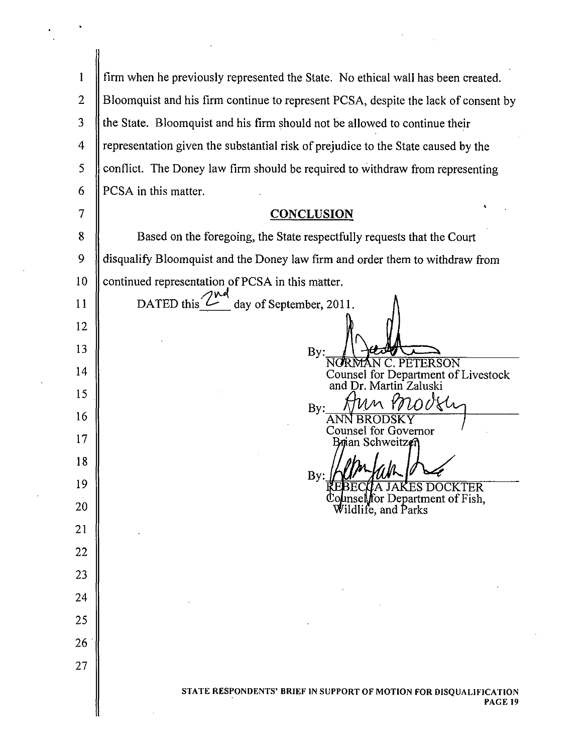firm when he previously represented the State. No ethical wall has been created. Bloomquist and his firm continue to represent PCSA, despite the lack of consent by the State. Bloomquist and his firm should not be allowed to continue their representation given the substantial risk of prejudice to the State caused by the conflict. The Doney law firm should be required to withdraw from representing PCSA in this matter.

## CONCLUSION

Based on the foregoing, the State respectfully requests that the Court disqualify Bloomquist and the Doney law firm and order them to withdraw from continued representation of PCSA in this matter.

DATED this 2nd day of September, 2011.

By: ______________________
NORMAN C. PETERSON
Counsel for Department of Livestock and Dr. Martin Zaluski

By: ______________________
ANN BRODSKY
Counsel for Governor Brian Schweitzer

By: ______________________
REBECCA JAKES DOCKTER
Counsel for Department of Fish, Wildlife, and Parks

STATE RESPONDENTS' BRIEF IN SUPPORT OF MOTION FOR DISQUALIFICATION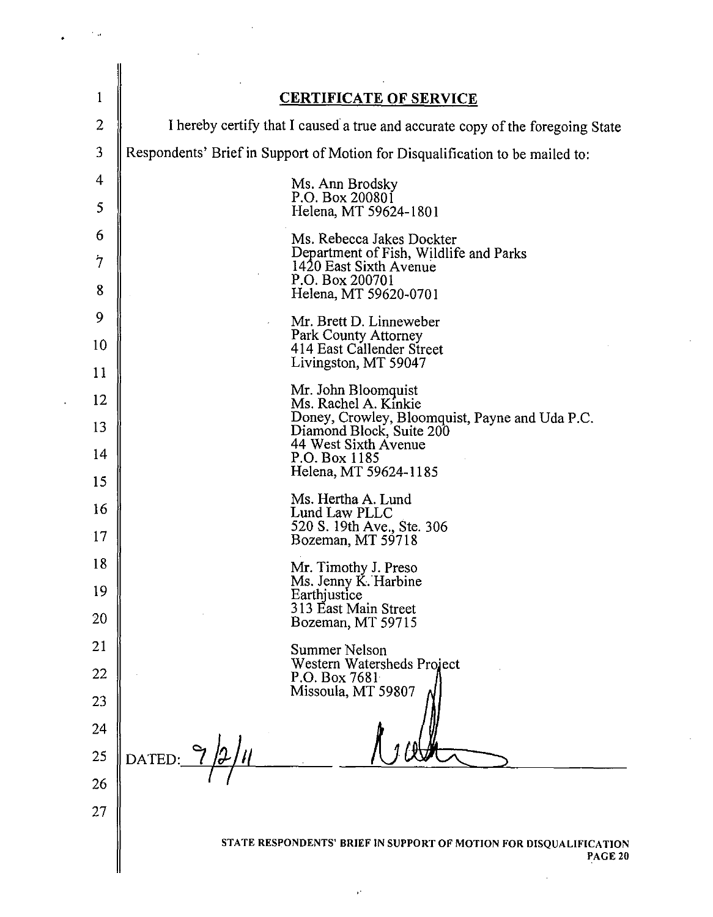**CERTIFICATE OF SERVICE**

I hereby certify that I caused a true and accurate copy of the foregoing State Respondents' Brief in Support of Motion for Disqualification to be mailed to:

Ms. Ann Brodsky
P.O. Box 200801
Helena, MT 59624-1801

Ms. Rebecca Jakes Dockter
Department of Fish, Wildlife and Parks
1420 East Sixth Avenue
P.O. Box 200701
Helena, MT 59620-0701

Mr. Brett D. Linneweber
Park County Attorney
414 East Callender Street
Livingston, MT 59047

Mr. John Bloomquist
Ms. Rachel A. Kinkie
Doney, Crowley, Bloomquist, Payne and Uda P.C.
Diamond Block, Suite 200
44 West Sixth Avenue
P.O. Box 1185
Helena, MT 59624-1185

Ms. Hertha A. Lund
Lund Law PLLC
520 S. 19th Ave., Ste. 306
Bozeman, MT 59718

Mr. Timothy J. Preso
Ms. Jenny K. Harbine
Earthjustice
313 East Main Street
Bozeman, MT 59715

Summer Nelson
Western Watersheds Project
P.O. Box 7681
Missoula, MT 59807

DATED: 9/2/11